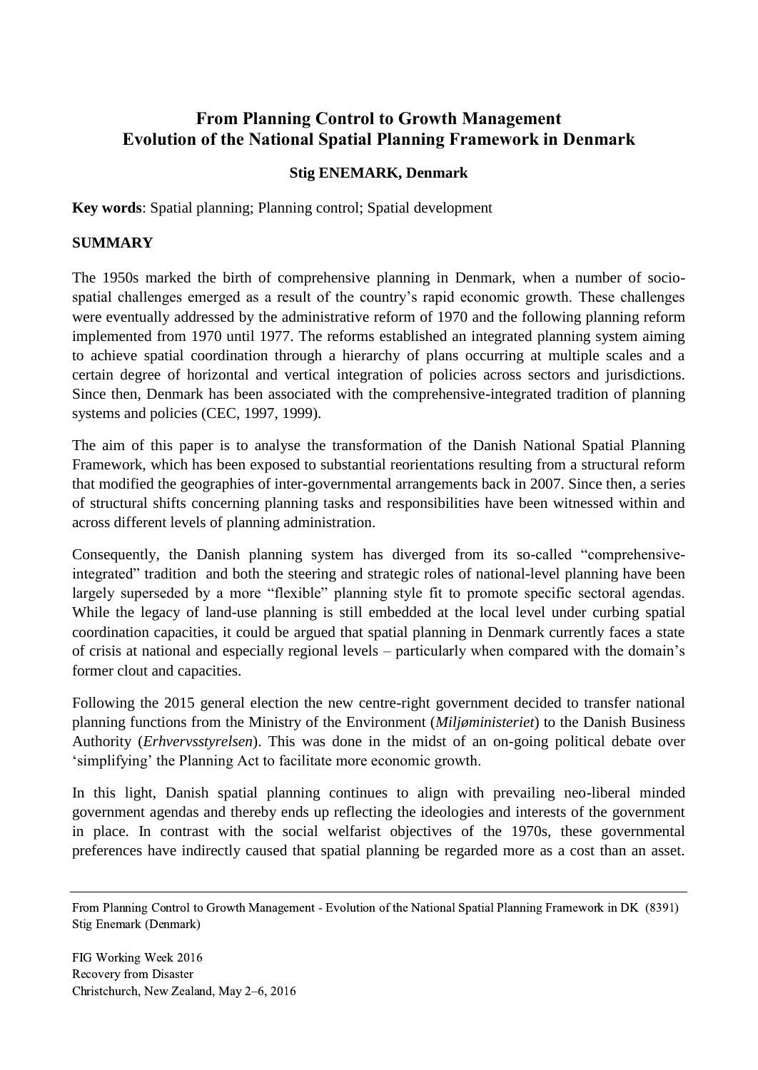# From Planning Control to Growth Management
# Evolution of the National Spatial Planning Framework in Denmark

**Stig ENEMARK, Denmark**

**Key words**: Spatial planning; Planning control; Spatial development

## SUMMARY

The 1950s marked the birth of comprehensive planning in Denmark, when a number of socio-spatial challenges emerged as a result of the country's rapid economic growth. These challenges were eventually addressed by the administrative reform of 1970 and the following planning reform implemented from 1970 until 1977. The reforms established an integrated planning system aiming to achieve spatial coordination through a hierarchy of plans occurring at multiple scales and a certain degree of horizontal and vertical integration of policies across sectors and jurisdictions. Since then, Denmark has been associated with the comprehensive-integrated tradition of planning systems and policies (CEC, 1997, 1999).

The aim of this paper is to analyse the transformation of the Danish National Spatial Planning Framework, which has been exposed to substantial reorientations resulting from a structural reform that modified the geographies of inter-governmental arrangements back in 2007. Since then, a series of structural shifts concerning planning tasks and responsibilities have been witnessed within and across different levels of planning administration.

Consequently, the Danish planning system has diverged from its so-called "comprehensive-integrated" tradition and both the steering and strategic roles of national-level planning have been largely superseded by a more "flexible" planning style fit to promote specific sectoral agendas. While the legacy of land-use planning is still embedded at the local level under curbing spatial coordination capacities, it could be argued that spatial planning in Denmark currently faces a state of crisis at national and especially regional levels – particularly when compared with the domain's former clout and capacities.

Following the 2015 general election the new centre-right government decided to transfer national planning functions from the Ministry of the Environment (*Miljøministeriet*) to the Danish Business Authority (*Erhvervsstyrelsen*). This was done in the midst of an on-going political debate over 'simplifying' the Planning Act to facilitate more economic growth.

In this light, Danish spatial planning continues to align with prevailing neo-liberal minded government agendas and thereby ends up reflecting the ideologies and interests of the government in place. In contrast with the social welfarist objectives of the 1970s, these governmental preferences have indirectly caused that spatial planning be regarded more as a cost than an asset.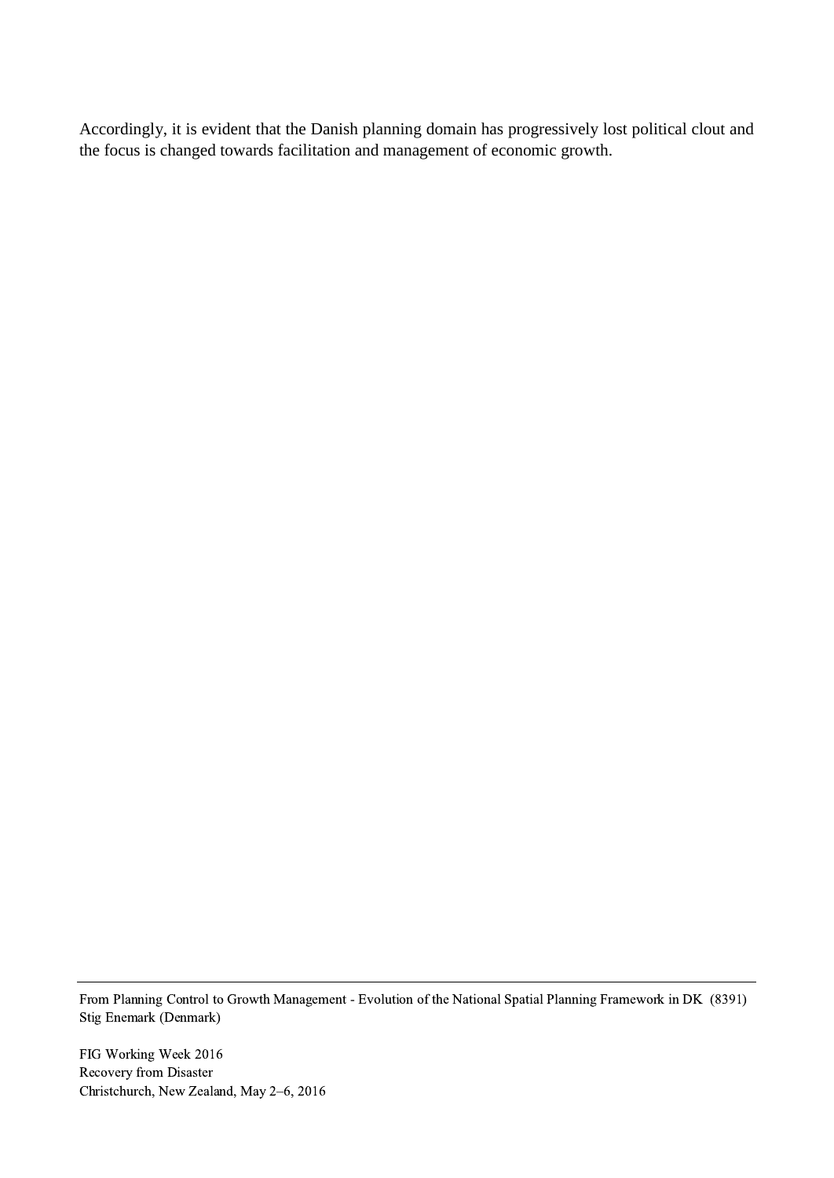Accordingly, it is evident that the Danish planning domain has progressively lost political clout and the focus is changed towards facilitation and management of economic growth.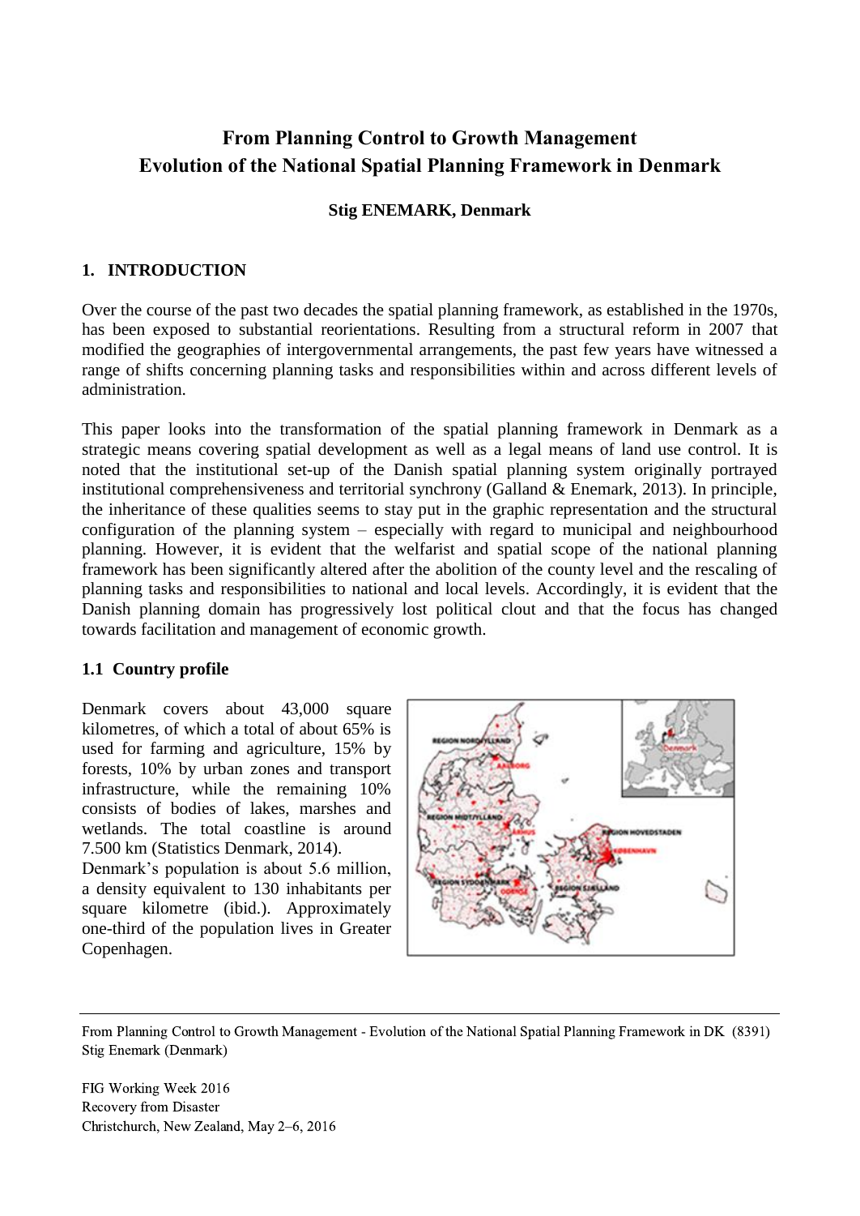# From Planning Control to Growth Management
# Evolution of the National Spatial Planning Framework in Denmark

**Stig ENEMARK, Denmark**

## 1. INTRODUCTION

Over the course of the past two decades the spatial planning framework, as established in the 1970s, has been exposed to substantial reorientations. Resulting from a structural reform in 2007 that modified the geographies of intergovernmental arrangements, the past few years have witnessed a range of shifts concerning planning tasks and responsibilities within and across different levels of administration.

This paper looks into the transformation of the spatial planning framework in Denmark as a strategic means covering spatial development as well as a legal means of land use control. It is noted that the institutional set-up of the Danish spatial planning system originally portrayed institutional comprehensiveness and territorial synchrony (Galland & Enemark, 2013). In principle, the inheritance of these qualities seems to stay put in the graphic representation and the structural configuration of the planning system – especially with regard to municipal and neighbourhood planning. However, it is evident that the welfarist and spatial scope of the national planning framework has been significantly altered after the abolition of the county level and the rescaling of planning tasks and responsibilities to national and local levels. Accordingly, it is evident that the Danish planning domain has progressively lost political clout and that the focus has changed towards facilitation and management of economic growth.

### 1.1 Country profile

Denmark covers about 43,000 square kilometres, of which a total of about 65% is used for farming and agriculture, 15% by forests, 10% by urban zones and transport infrastructure, while the remaining 10% consists of bodies of lakes, marshes and wetlands. The total coastline is around 7.500 km (Statistics Denmark, 2014).

Denmark's population is about 5.6 million, a density equivalent to 130 inhabitants per square kilometre (ibid.). Approximately one-third of the population lives in Greater Copenhagen.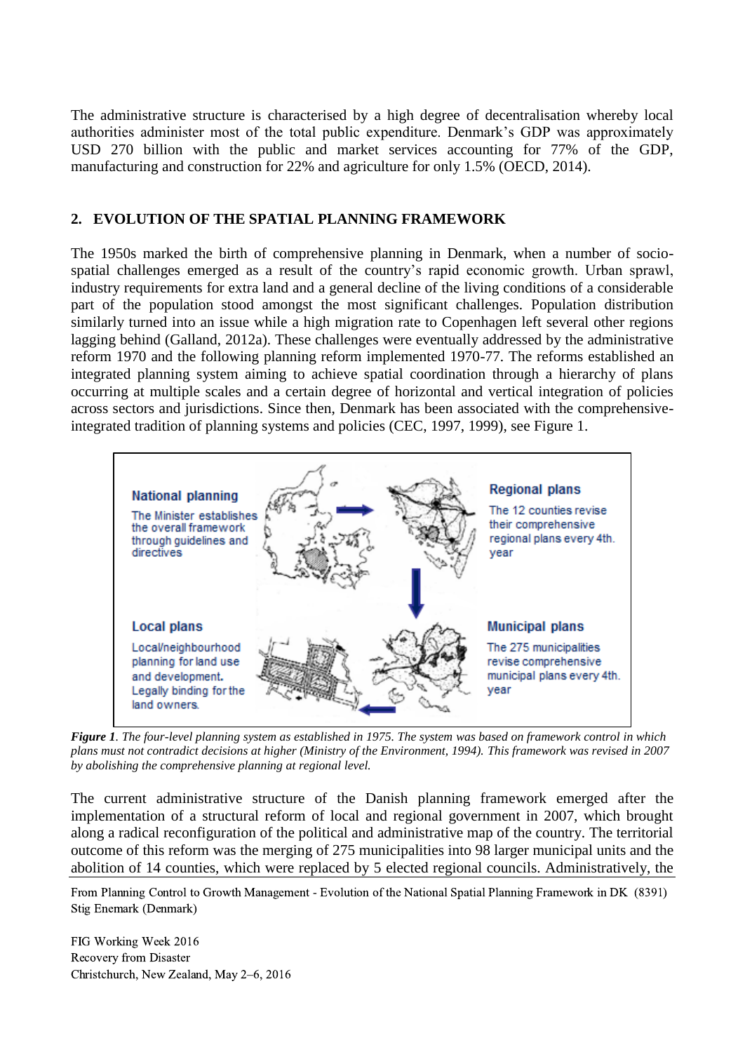The administrative structure is characterised by a high degree of decentralisation whereby local authorities administer most of the total public expenditure. Denmark's GDP was approximately USD 270 billion with the public and market services accounting for 77% of the GDP, manufacturing and construction for 22% and agriculture for only 1.5% (OECD, 2014).

## 2. EVOLUTION OF THE SPATIAL PLANNING FRAMEWORK

The 1950s marked the birth of comprehensive planning in Denmark, when a number of socio-spatial challenges emerged as a result of the country's rapid economic growth. Urban sprawl, industry requirements for extra land and a general decline of the living conditions of a considerable part of the population stood amongst the most significant challenges. Population distribution similarly turned into an issue while a high migration rate to Copenhagen left several other regions lagging behind (Galland, 2012a). These challenges were eventually addressed by the administrative reform 1970 and the following planning reform implemented 1970-77. The reforms established an integrated planning system aiming to achieve spatial coordination through a hierarchy of plans occurring at multiple scales and a certain degree of horizontal and vertical integration of policies across sectors and jurisdictions. Since then, Denmark has been associated with the comprehensive-integrated tradition of planning systems and policies (CEC, 1997, 1999), see Figure 1.

**National planning**
The Minister establishes the overall framework through guidelines and directives

**Regional plans**
The 12 counties revise their comprehensive regional plans every 4th. year

**Municipal plans**
The 275 municipalities revise comprehensive municipal plans every 4th. year

**Local plans**
Local/neighbourhood planning for land use and development. Legally binding for the land owners.

***Figure 1**. The four-level planning system as established in 1975. The system was based on framework control in which plans must not contradict decisions at higher (Ministry of the Environment, 1994). This framework was revised in 2007 by abolishing the comprehensive planning at regional level.*

The current administrative structure of the Danish planning framework emerged after the implementation of a structural reform of local and regional government in 2007, which brought along a radical reconfiguration of the political and administrative map of the country. The territorial outcome of this reform was the merging of 275 municipalities into 98 larger municipal units and the abolition of 14 counties, which were replaced by 5 elected regional councils. Administratively, the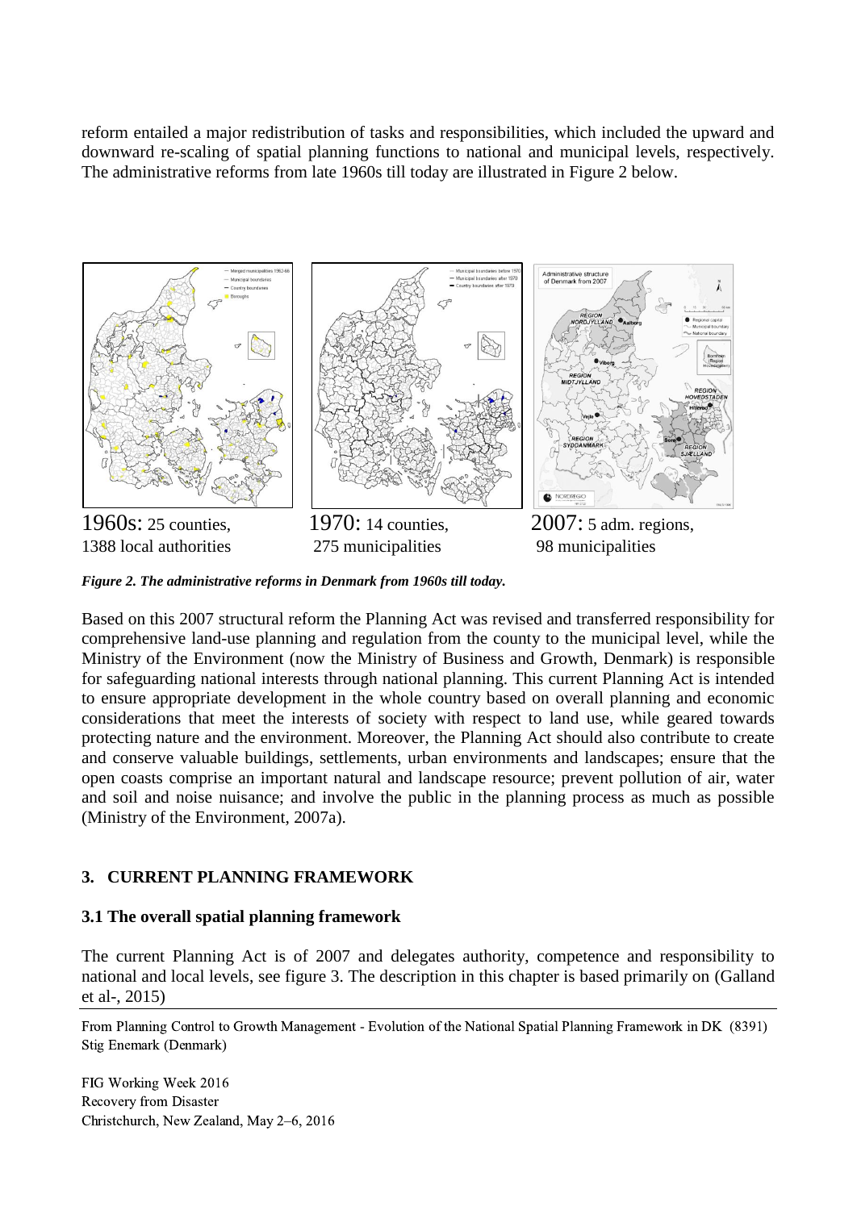reform entailed a major redistribution of tasks and responsibilities, which included the upward and downward re-scaling of spatial planning functions to national and municipal levels, respectively. The administrative reforms from late 1960s till today are illustrated in Figure 2 below.

1960s: 25 counties, 1388 local authorities

1970: 14 counties, 275 municipalities

2007: 5 adm. regions, 98 municipalities

***Figure 2. The administrative reforms in Denmark from 1960s till today.***

Based on this 2007 structural reform the Planning Act was revised and transferred responsibility for comprehensive land-use planning and regulation from the county to the municipal level, while the Ministry of the Environment (now the Ministry of Business and Growth, Denmark) is responsible for safeguarding national interests through national planning. This current Planning Act is intended to ensure appropriate development in the whole country based on overall planning and economic considerations that meet the interests of society with respect to land use, while geared towards protecting nature and the environment. Moreover, the Planning Act should also contribute to create and conserve valuable buildings, settlements, urban environments and landscapes; ensure that the open coasts comprise an important natural and landscape resource; prevent pollution of air, water and soil and noise nuisance; and involve the public in the planning process as much as possible (Ministry of the Environment, 2007a).

## 3. CURRENT PLANNING FRAMEWORK

### 3.1 The overall spatial planning framework

The current Planning Act is of 2007 and delegates authority, competence and responsibility to national and local levels, see figure 3. The description in this chapter is based primarily on (Galland et al-, 2015)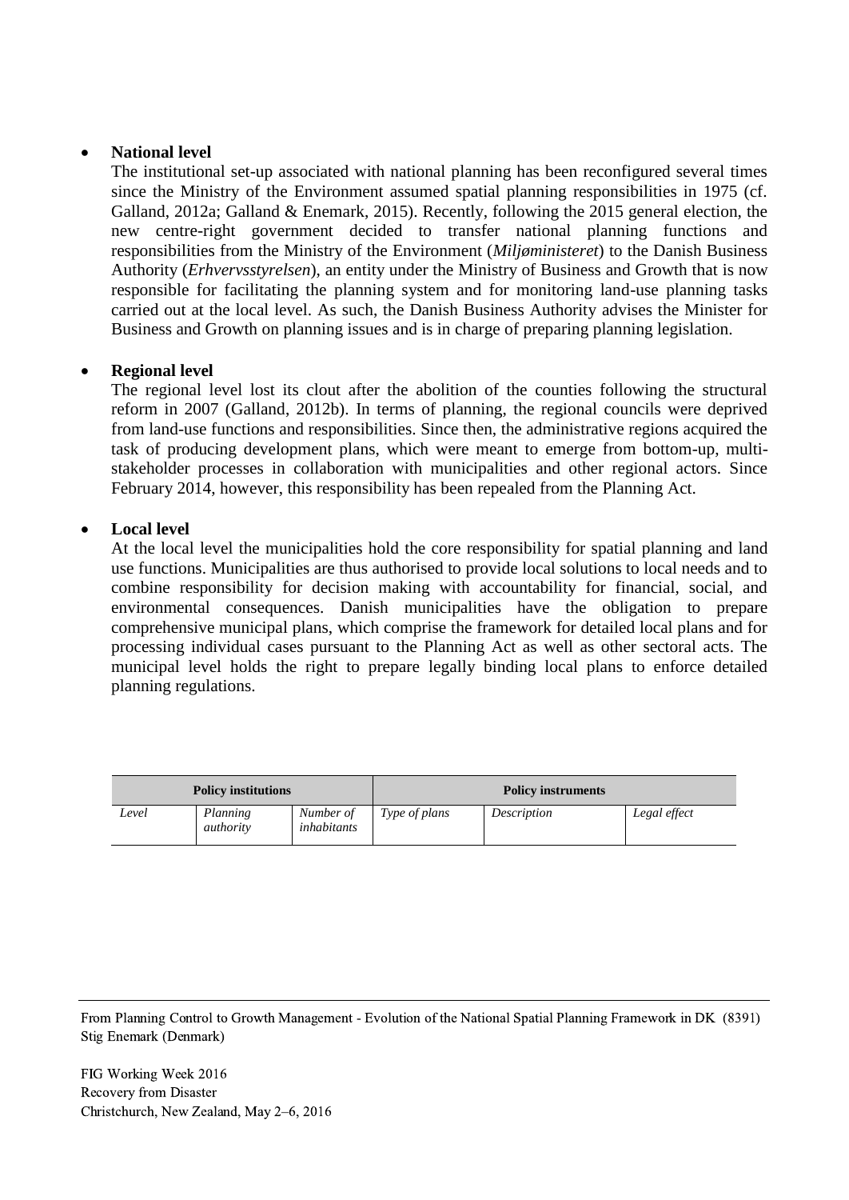- **National level**
  The institutional set-up associated with national planning has been reconfigured several times since the Ministry of the Environment assumed spatial planning responsibilities in 1975 (cf. Galland, 2012a; Galland & Enemark, 2015). Recently, following the 2015 general election, the new centre-right government decided to transfer national planning functions and responsibilities from the Ministry of the Environment (*Miljøministeret*) to the Danish Business Authority (*Erhvervsstyrelsen*), an entity under the Ministry of Business and Growth that is now responsible for facilitating the planning system and for monitoring land-use planning tasks carried out at the local level. As such, the Danish Business Authority advises the Minister for Business and Growth on planning issues and is in charge of preparing planning legislation.

- **Regional level**
  The regional level lost its clout after the abolition of the counties following the structural reform in 2007 (Galland, 2012b). In terms of planning, the regional councils were deprived from land-use functions and responsibilities. Since then, the administrative regions acquired the task of producing development plans, which were meant to emerge from bottom-up, multi-stakeholder processes in collaboration with municipalities and other regional actors. Since February 2014, however, this responsibility has been repealed from the Planning Act.

- **Local level**
  At the local level the municipalities hold the core responsibility for spatial planning and land use functions. Municipalities are thus authorised to provide local solutions to local needs and to combine responsibility for decision making with accountability for financial, social, and environmental consequences. Danish municipalities have the obligation to prepare comprehensive municipal plans, which comprise the framework for detailed local plans and for processing individual cases pursuant to the Planning Act as well as other sectoral acts. The municipal level holds the right to prepare legally binding local plans to enforce detailed planning regulations.

| **Policy institutions** | | | **Policy instruments** | | |
|---|---|---|---|---|---|
| *Level* | *Planning authority* | *Number of inhabitants* | *Type of plans* | *Description* | *Legal effect* |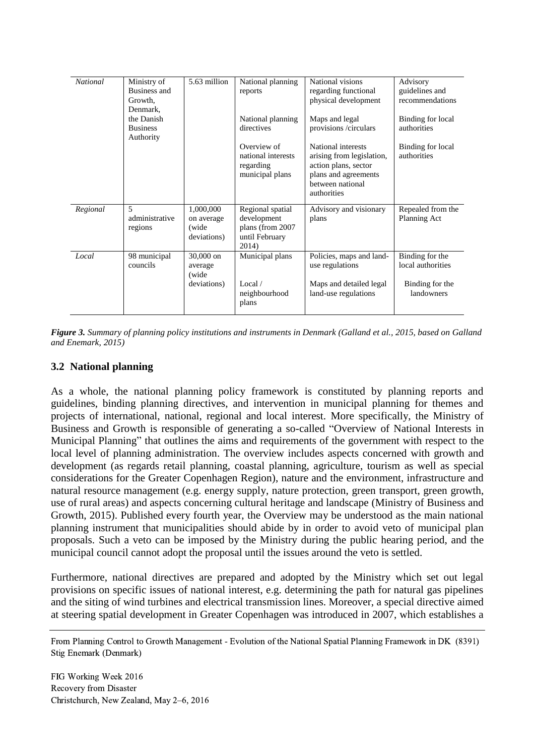| | | | | | |
|---|---|---|---|---|---|
| *National* | Ministry of Business and Growth, Denmark, the Danish Business Authority | 5.63 million | National planning reports | National visions regarding functional physical development | Advisory guidelines and recommendations |
| | | | National planning directives | Maps and legal provisions /circulars | Binding for local authorities |
| | | | Overview of national interests regarding municipal plans | National interests arising from legislation, action plans, sector plans and agreements between national authorities | Binding for local authorities |
| *Regional* | 5 administrative regions | 1,000,000 on average (wide deviations) | Regional spatial development plans (from 2007 until February 2014) | Advisory and visionary plans | Repealed from the Planning Act |
| *Local* | 98 municipal councils | 30,000 on average (wide deviations) | Municipal plans | Policies, maps and land-use regulations | Binding for the local authorities |
| | | | Local / neighbourhood plans | Maps and detailed legal land-use regulations | Binding for the landowners |

***Figure 3.*** *Summary of planning policy institutions and instruments in Denmark (Galland et al., 2015, based on Galland and Enemark, 2015)*

## 3.2 National planning

As a whole, the national planning policy framework is constituted by planning reports and guidelines, binding planning directives, and intervention in municipal planning for themes and projects of international, national, regional and local interest. More specifically, the Ministry of Business and Growth is responsible of generating a so-called "Overview of National Interests in Municipal Planning" that outlines the aims and requirements of the government with respect to the local level of planning administration. The overview includes aspects concerned with growth and development (as regards retail planning, coastal planning, agriculture, tourism as well as special considerations for the Greater Copenhagen Region), nature and the environment, infrastructure and natural resource management (e.g. energy supply, nature protection, green transport, green growth, use of rural areas) and aspects concerning cultural heritage and landscape (Ministry of Business and Growth, 2015). Published every fourth year, the Overview may be understood as the main national planning instrument that municipalities should abide by in order to avoid veto of municipal plan proposals. Such a veto can be imposed by the Ministry during the public hearing period, and the municipal council cannot adopt the proposal until the issues around the veto is settled.

Furthermore, national directives are prepared and adopted by the Ministry which set out legal provisions on specific issues of national interest, e.g. determining the path for natural gas pipelines and the siting of wind turbines and electrical transmission lines. Moreover, a special directive aimed at steering spatial development in Greater Copenhagen was introduced in 2007, which establishes a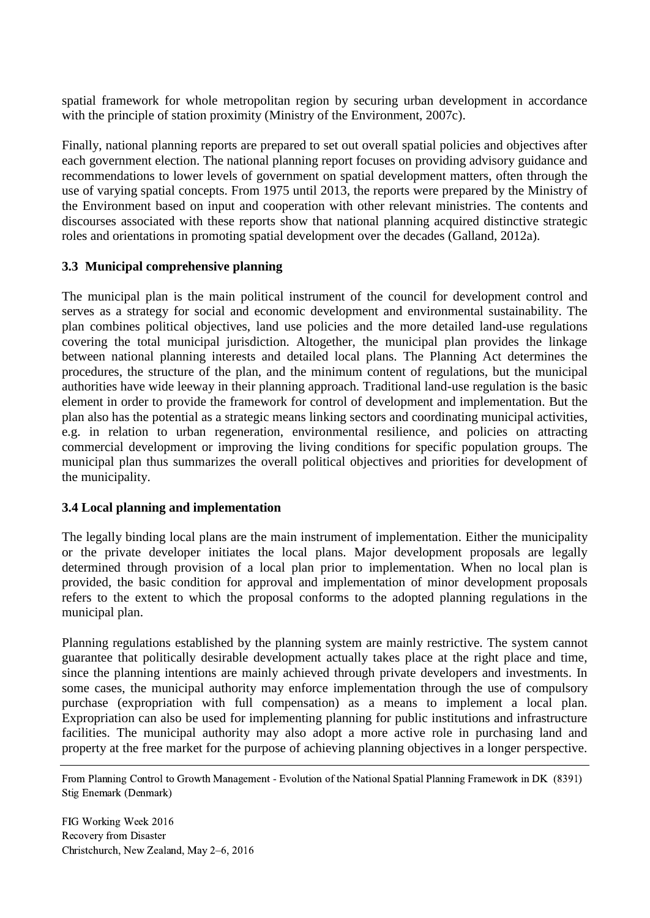spatial framework for whole metropolitan region by securing urban development in accordance with the principle of station proximity (Ministry of the Environment, 2007c).

Finally, national planning reports are prepared to set out overall spatial policies and objectives after each government election. The national planning report focuses on providing advisory guidance and recommendations to lower levels of government on spatial development matters, often through the use of varying spatial concepts. From 1975 until 2013, the reports were prepared by the Ministry of the Environment based on input and cooperation with other relevant ministries. The contents and discourses associated with these reports show that national planning acquired distinctive strategic roles and orientations in promoting spatial development over the decades (Galland, 2012a).

### 3.3 Municipal comprehensive planning

The municipal plan is the main political instrument of the council for development control and serves as a strategy for social and economic development and environmental sustainability. The plan combines political objectives, land use policies and the more detailed land-use regulations covering the total municipal jurisdiction. Altogether, the municipal plan provides the linkage between national planning interests and detailed local plans. The Planning Act determines the procedures, the structure of the plan, and the minimum content of regulations, but the municipal authorities have wide leeway in their planning approach. Traditional land-use regulation is the basic element in order to provide the framework for control of development and implementation. But the plan also has the potential as a strategic means linking sectors and coordinating municipal activities, e.g. in relation to urban regeneration, environmental resilience, and policies on attracting commercial development or improving the living conditions for specific population groups. The municipal plan thus summarizes the overall political objectives and priorities for development of the municipality.

### 3.4 Local planning and implementation

The legally binding local plans are the main instrument of implementation. Either the municipality or the private developer initiates the local plans. Major development proposals are legally determined through provision of a local plan prior to implementation. When no local plan is provided, the basic condition for approval and implementation of minor development proposals refers to the extent to which the proposal conforms to the adopted planning regulations in the municipal plan.

Planning regulations established by the planning system are mainly restrictive. The system cannot guarantee that politically desirable development actually takes place at the right place and time, since the planning intentions are mainly achieved through private developers and investments. In some cases, the municipal authority may enforce implementation through the use of compulsory purchase (expropriation with full compensation) as a means to implement a local plan. Expropriation can also be used for implementing planning for public institutions and infrastructure facilities. The municipal authority may also adopt a more active role in purchasing land and property at the free market for the purpose of achieving planning objectives in a longer perspective.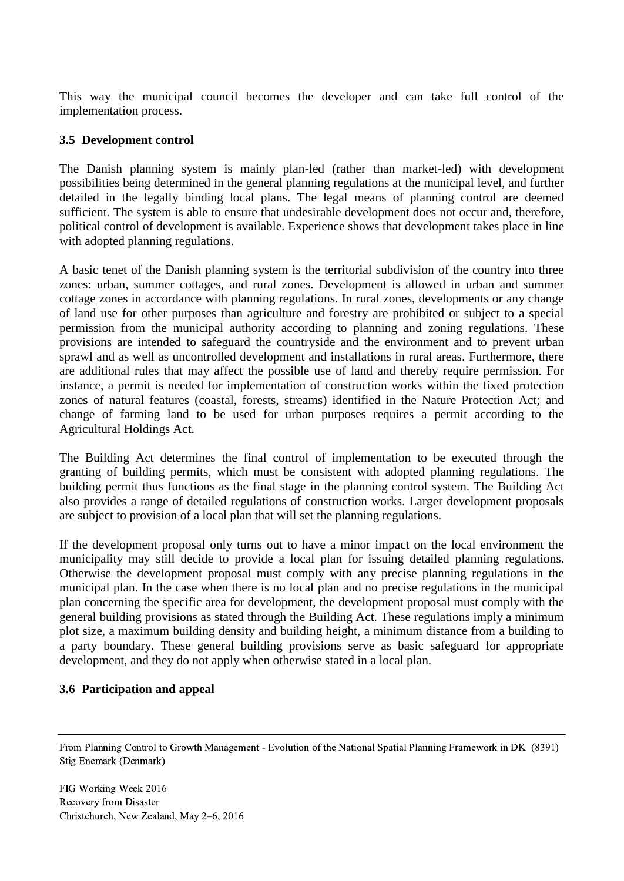This way the municipal council becomes the developer and can take full control of the implementation process.

### 3.5 Development control

The Danish planning system is mainly plan-led (rather than market-led) with development possibilities being determined in the general planning regulations at the municipal level, and further detailed in the legally binding local plans. The legal means of planning control are deemed sufficient. The system is able to ensure that undesirable development does not occur and, therefore, political control of development is available. Experience shows that development takes place in line with adopted planning regulations.

A basic tenet of the Danish planning system is the territorial subdivision of the country into three zones: urban, summer cottages, and rural zones. Development is allowed in urban and summer cottage zones in accordance with planning regulations. In rural zones, developments or any change of land use for other purposes than agriculture and forestry are prohibited or subject to a special permission from the municipal authority according to planning and zoning regulations. These provisions are intended to safeguard the countryside and the environment and to prevent urban sprawl and as well as uncontrolled development and installations in rural areas. Furthermore, there are additional rules that may affect the possible use of land and thereby require permission. For instance, a permit is needed for implementation of construction works within the fixed protection zones of natural features (coastal, forests, streams) identified in the Nature Protection Act; and change of farming land to be used for urban purposes requires a permit according to the Agricultural Holdings Act.

The Building Act determines the final control of implementation to be executed through the granting of building permits, which must be consistent with adopted planning regulations. The building permit thus functions as the final stage in the planning control system. The Building Act also provides a range of detailed regulations of construction works. Larger development proposals are subject to provision of a local plan that will set the planning regulations.

If the development proposal only turns out to have a minor impact on the local environment the municipality may still decide to provide a local plan for issuing detailed planning regulations. Otherwise the development proposal must comply with any precise planning regulations in the municipal plan. In the case when there is no local plan and no precise regulations in the municipal plan concerning the specific area for development, the development proposal must comply with the general building provisions as stated through the Building Act. These regulations imply a minimum plot size, a maximum building density and building height, a minimum distance from a building to a party boundary. These general building provisions serve as basic safeguard for appropriate development, and they do not apply when otherwise stated in a local plan.

### 3.6 Participation and appeal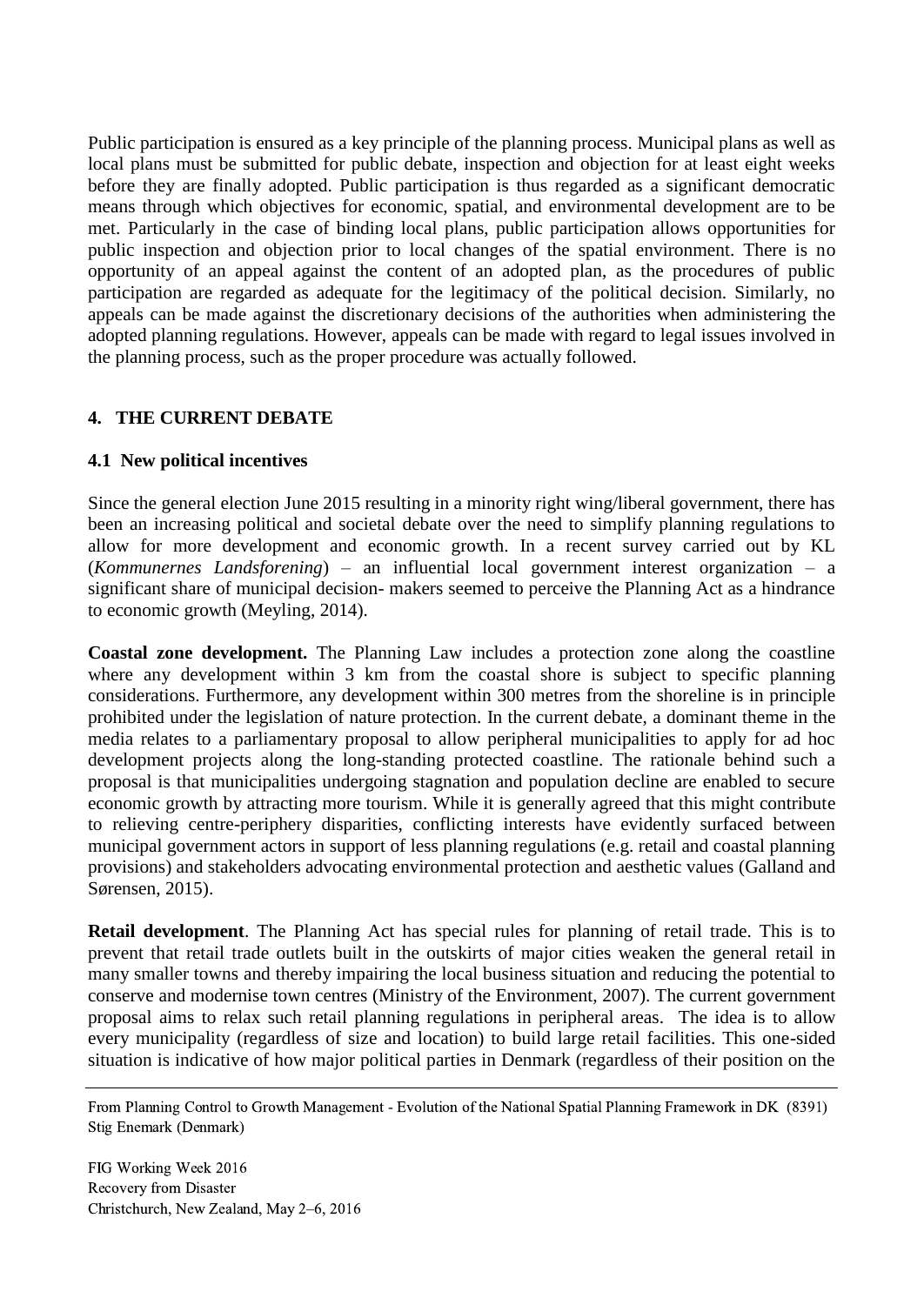Public participation is ensured as a key principle of the planning process. Municipal plans as well as local plans must be submitted for public debate, inspection and objection for at least eight weeks before they are finally adopted. Public participation is thus regarded as a significant democratic means through which objectives for economic, spatial, and environmental development are to be met. Particularly in the case of binding local plans, public participation allows opportunities for public inspection and objection prior to local changes of the spatial environment. There is no opportunity of an appeal against the content of an adopted plan, as the procedures of public participation are regarded as adequate for the legitimacy of the political decision. Similarly, no appeals can be made against the discretionary decisions of the authorities when administering the adopted planning regulations. However, appeals can be made with regard to legal issues involved in the planning process, such as the proper procedure was actually followed.

## 4. THE CURRENT DEBATE

### 4.1 New political incentives

Since the general election June 2015 resulting in a minority right wing/liberal government, there has been an increasing political and societal debate over the need to simplify planning regulations to allow for more development and economic growth. In a recent survey carried out by KL (*Kommunernes Landsforening*) – an influential local government interest organization – a significant share of municipal decision- makers seemed to perceive the Planning Act as a hindrance to economic growth (Meyling, 2014).

**Coastal zone development.** The Planning Law includes a protection zone along the coastline where any development within 3 km from the coastal shore is subject to specific planning considerations. Furthermore, any development within 300 metres from the shoreline is in principle prohibited under the legislation of nature protection. In the current debate, a dominant theme in the media relates to a parliamentary proposal to allow peripheral municipalities to apply for ad hoc development projects along the long-standing protected coastline. The rationale behind such a proposal is that municipalities undergoing stagnation and population decline are enabled to secure economic growth by attracting more tourism. While it is generally agreed that this might contribute to relieving centre-periphery disparities, conflicting interests have evidently surfaced between municipal government actors in support of less planning regulations (e.g. retail and coastal planning provisions) and stakeholders advocating environmental protection and aesthetic values (Galland and Sørensen, 2015).

**Retail development**. The Planning Act has special rules for planning of retail trade. This is to prevent that retail trade outlets built in the outskirts of major cities weaken the general retail in many smaller towns and thereby impairing the local business situation and reducing the potential to conserve and modernise town centres (Ministry of the Environment, 2007). The current government proposal aims to relax such retail planning regulations in peripheral areas. The idea is to allow every municipality (regardless of size and location) to build large retail facilities. This one-sided situation is indicative of how major political parties in Denmark (regardless of their position on the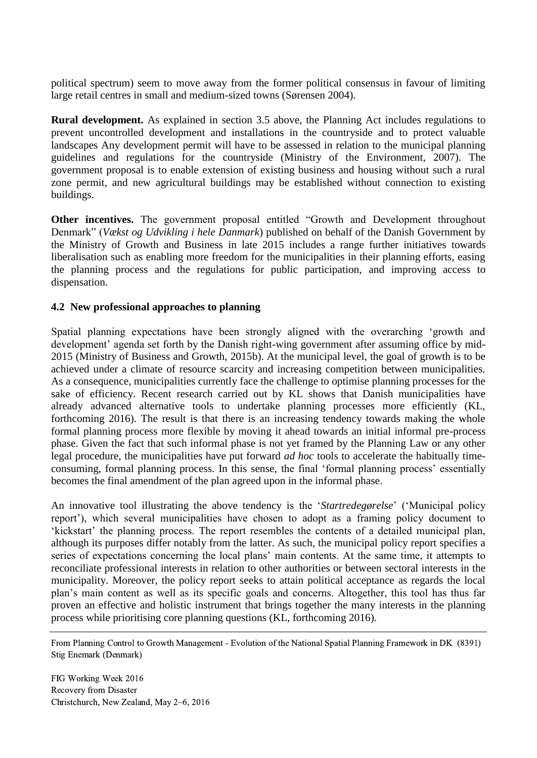political spectrum) seem to move away from the former political consensus in favour of limiting large retail centres in small and medium-sized towns (Sørensen 2004).

**Rural development.** As explained in section 3.5 above, the Planning Act includes regulations to prevent uncontrolled development and installations in the countryside and to protect valuable landscapes Any development permit will have to be assessed in relation to the municipal planning guidelines and regulations for the countryside (Ministry of the Environment, 2007). The government proposal is to enable extension of existing business and housing without such a rural zone permit, and new agricultural buildings may be established without connection to existing buildings.

**Other incentives.** The government proposal entitled "Growth and Development throughout Denmark" (*Vækst og Udvikling i hele Danmark*) published on behalf of the Danish Government by the Ministry of Growth and Business in late 2015 includes a range further initiatives towards liberalisation such as enabling more freedom for the municipalities in their planning efforts, easing the planning process and the regulations for public participation, and improving access to dispensation.

### 4.2 New professional approaches to planning

Spatial planning expectations have been strongly aligned with the overarching 'growth and development' agenda set forth by the Danish right-wing government after assuming office by mid-2015 (Ministry of Business and Growth, 2015b). At the municipal level, the goal of growth is to be achieved under a climate of resource scarcity and increasing competition between municipalities. As a consequence, municipalities currently face the challenge to optimise planning processes for the sake of efficiency. Recent research carried out by KL shows that Danish municipalities have already advanced alternative tools to undertake planning processes more efficiently (KL, forthcoming 2016). The result is that there is an increasing tendency towards making the whole formal planning process more flexible by moving it ahead towards an initial informal pre-process phase. Given the fact that such informal phase is not yet framed by the Planning Law or any other legal procedure, the municipalities have put forward *ad hoc* tools to accelerate the habitually time-consuming, formal planning process. In this sense, the final 'formal planning process' essentially becomes the final amendment of the plan agreed upon in the informal phase.

An innovative tool illustrating the above tendency is the '*Startredegørelse*' ('Municipal policy report'), which several municipalities have chosen to adopt as a framing policy document to 'kickstart' the planning process. The report resembles the contents of a detailed municipal plan, although its purposes differ notably from the latter. As such, the municipal policy report specifies a series of expectations concerning the local plans' main contents. At the same time, it attempts to reconciliate professional interests in relation to other authorities or between sectoral interests in the municipality. Moreover, the policy report seeks to attain political acceptance as regards the local plan's main content as well as its specific goals and concerns. Altogether, this tool has thus far proven an effective and holistic instrument that brings together the many interests in the planning process while prioritising core planning questions (KL, forthcoming 2016).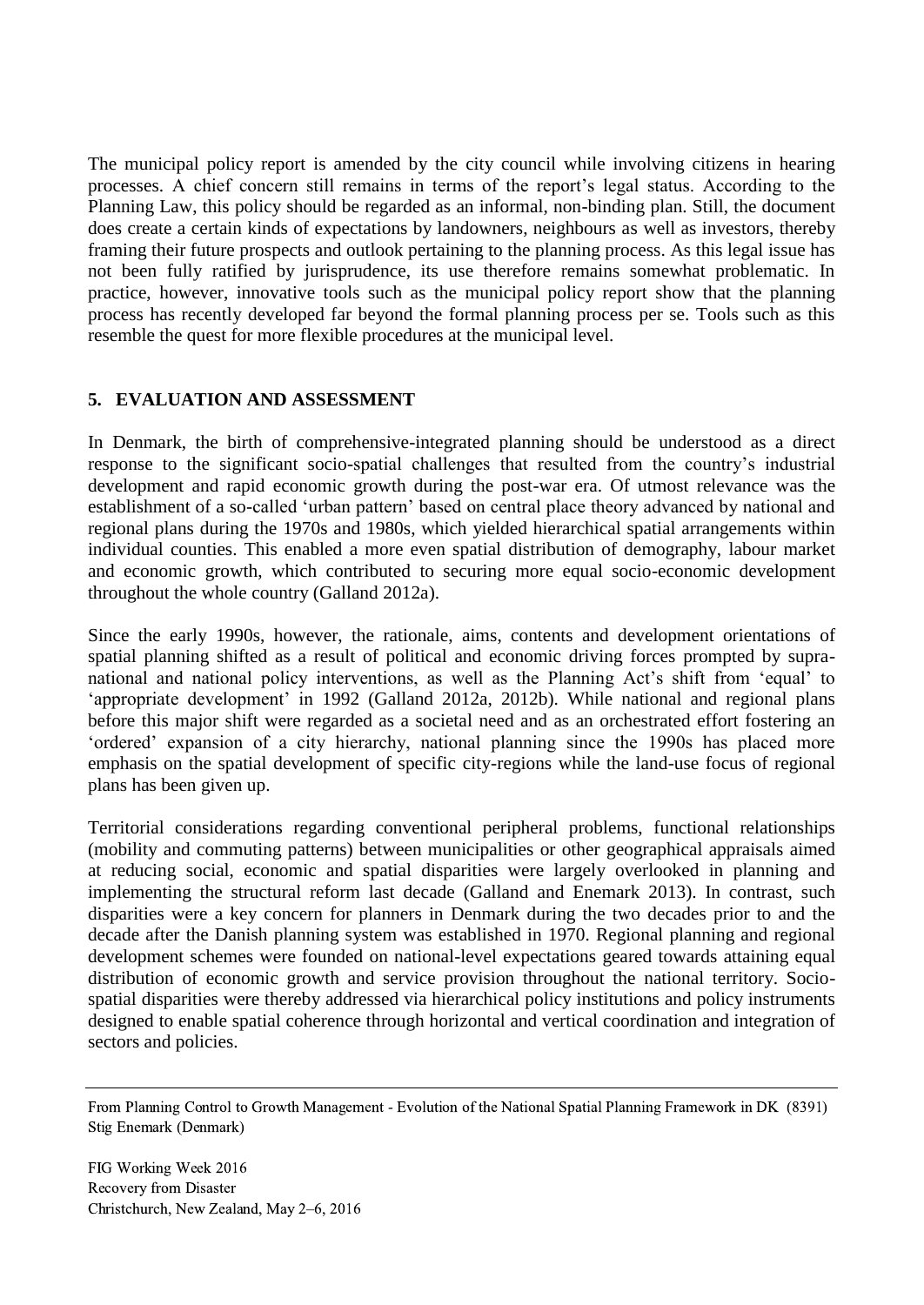The municipal policy report is amended by the city council while involving citizens in hearing processes. A chief concern still remains in terms of the report's legal status. According to the Planning Law, this policy should be regarded as an informal, non-binding plan. Still, the document does create a certain kinds of expectations by landowners, neighbours as well as investors, thereby framing their future prospects and outlook pertaining to the planning process. As this legal issue has not been fully ratified by jurisprudence, its use therefore remains somewhat problematic. In practice, however, innovative tools such as the municipal policy report show that the planning process has recently developed far beyond the formal planning process per se. Tools such as this resemble the quest for more flexible procedures at the municipal level.

## 5. EVALUATION AND ASSESSMENT

In Denmark, the birth of comprehensive-integrated planning should be understood as a direct response to the significant socio-spatial challenges that resulted from the country's industrial development and rapid economic growth during the post-war era. Of utmost relevance was the establishment of a so-called 'urban pattern' based on central place theory advanced by national and regional plans during the 1970s and 1980s, which yielded hierarchical spatial arrangements within individual counties. This enabled a more even spatial distribution of demography, labour market and economic growth, which contributed to securing more equal socio-economic development throughout the whole country (Galland 2012a).

Since the early 1990s, however, the rationale, aims, contents and development orientations of spatial planning shifted as a result of political and economic driving forces prompted by supra-national and national policy interventions, as well as the Planning Act's shift from 'equal' to 'appropriate development' in 1992 (Galland 2012a, 2012b). While national and regional plans before this major shift were regarded as a societal need and as an orchestrated effort fostering an 'ordered' expansion of a city hierarchy, national planning since the 1990s has placed more emphasis on the spatial development of specific city-regions while the land-use focus of regional plans has been given up.

Territorial considerations regarding conventional peripheral problems, functional relationships (mobility and commuting patterns) between municipalities or other geographical appraisals aimed at reducing social, economic and spatial disparities were largely overlooked in planning and implementing the structural reform last decade (Galland and Enemark 2013). In contrast, such disparities were a key concern for planners in Denmark during the two decades prior to and the decade after the Danish planning system was established in 1970. Regional planning and regional development schemes were founded on national-level expectations geared towards attaining equal distribution of economic growth and service provision throughout the national territory. Socio-spatial disparities were thereby addressed via hierarchical policy institutions and policy instruments designed to enable spatial coherence through horizontal and vertical coordination and integration of sectors and policies.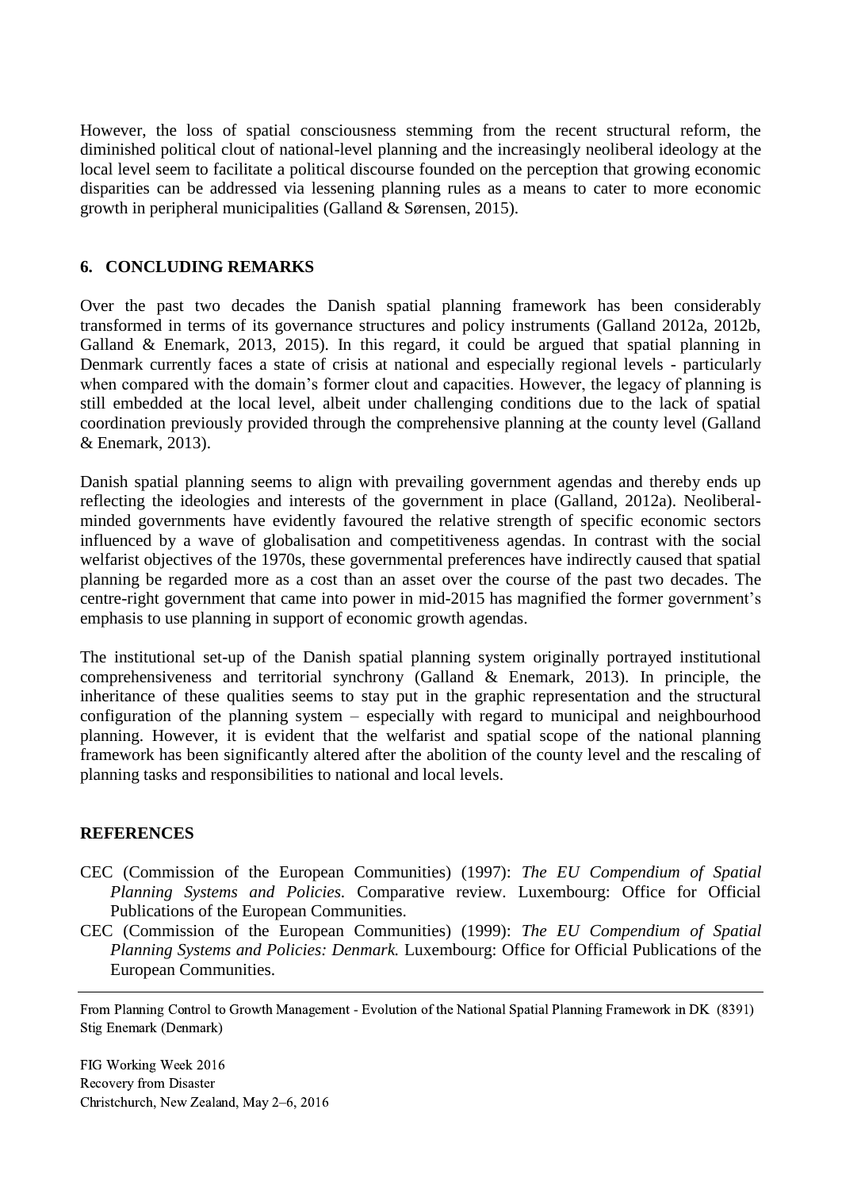However, the loss of spatial consciousness stemming from the recent structural reform, the diminished political clout of national-level planning and the increasingly neoliberal ideology at the local level seem to facilitate a political discourse founded on the perception that growing economic disparities can be addressed via lessening planning rules as a means to cater to more economic growth in peripheral municipalities (Galland & Sørensen, 2015).

## 6. CONCLUDING REMARKS

Over the past two decades the Danish spatial planning framework has been considerably transformed in terms of its governance structures and policy instruments (Galland 2012a, 2012b, Galland & Enemark, 2013, 2015). In this regard, it could be argued that spatial planning in Denmark currently faces a state of crisis at national and especially regional levels - particularly when compared with the domain's former clout and capacities. However, the legacy of planning is still embedded at the local level, albeit under challenging conditions due to the lack of spatial coordination previously provided through the comprehensive planning at the county level (Galland & Enemark, 2013).

Danish spatial planning seems to align with prevailing government agendas and thereby ends up reflecting the ideologies and interests of the government in place (Galland, 2012a). Neoliberal-minded governments have evidently favoured the relative strength of specific economic sectors influenced by a wave of globalisation and competitiveness agendas. In contrast with the social welfarist objectives of the 1970s, these governmental preferences have indirectly caused that spatial planning be regarded more as a cost than an asset over the course of the past two decades. The centre-right government that came into power in mid-2015 has magnified the former government's emphasis to use planning in support of economic growth agendas.

The institutional set-up of the Danish spatial planning system originally portrayed institutional comprehensiveness and territorial synchrony (Galland & Enemark, 2013). In principle, the inheritance of these qualities seems to stay put in the graphic representation and the structural configuration of the planning system – especially with regard to municipal and neighbourhood planning. However, it is evident that the welfarist and spatial scope of the national planning framework has been significantly altered after the abolition of the county level and the rescaling of planning tasks and responsibilities to national and local levels.

## REFERENCES

CEC (Commission of the European Communities) (1997): *The EU Compendium of Spatial Planning Systems and Policies.* Comparative review. Luxembourg: Office for Official Publications of the European Communities.

CEC (Commission of the European Communities) (1999): *The EU Compendium of Spatial Planning Systems and Policies: Denmark.* Luxembourg: Office for Official Publications of the European Communities.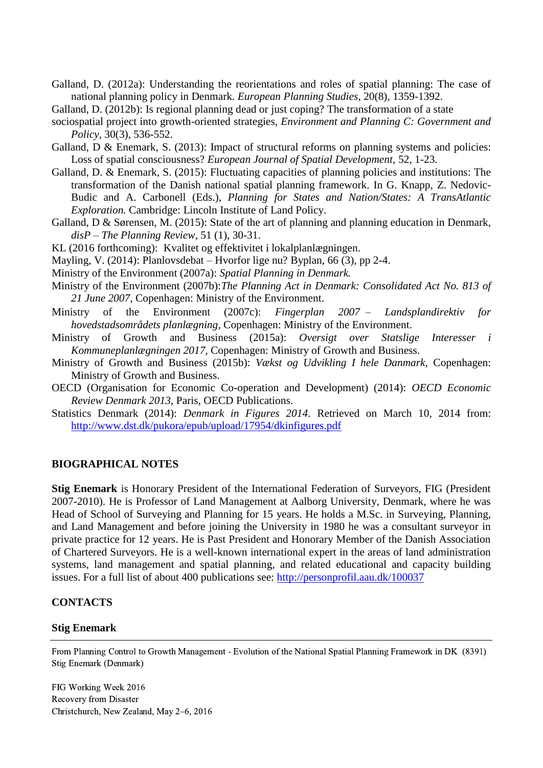Galland, D. (2012a): Understanding the reorientations and roles of spatial planning: The case of national planning policy in Denmark. *European Planning Studies*, 20(8), 1359-1392.

Galland, D. (2012b): Is regional planning dead or just coping? The transformation of a state sociospatial project into growth-oriented strategies, *Environment and Planning C: Government and Policy*, 30(3), 536-552.

Galland, D & Enemark, S. (2013): Impact of structural reforms on planning systems and policies: Loss of spatial consciousness? *European Journal of Spatial Development*, 52, 1-23.

Galland, D. & Enemark, S. (2015): Fluctuating capacities of planning policies and institutions: The transformation of the Danish national spatial planning framework. In G. Knapp, Z. Nedovic-Budic and A. Carbonell (Eds.), *Planning for States and Nation/States: A TransAtlantic Exploration.* Cambridge: Lincoln Institute of Land Policy.

Galland, D & Sørensen, M. (2015): State of the art of planning and planning education in Denmark, *disP – The Planning Review*, 51 (1), 30-31.

KL (2016 forthcoming): Kvalitet og effektivitet i lokalplanlægningen.

Mayling, V. (2014): Planlovsdebat – Hvorfor lige nu? Byplan, 66 (3), pp 2-4.

Ministry of the Environment (2007a): *Spatial Planning in Denmark.*

Ministry of the Environment (2007b):*The Planning Act in Denmark: Consolidated Act No. 813 of 21 June 2007*, Copenhagen: Ministry of the Environment.

Ministry of the Environment (2007c): *Fingerplan 2007 – Landsplandirektiv for hovedstadsområdets planlægning*, Copenhagen: Ministry of the Environment.

Ministry of Growth and Business (2015a): *Oversigt over Statslige Interesser i Kommuneplanlægningen 2017*, Copenhagen: Ministry of Growth and Business.

Ministry of Growth and Business (2015b): *Vækst og Udvikling I hele Danmark*, Copenhagen: Ministry of Growth and Business.

OECD (Organisation for Economic Co-operation and Development) (2014): *OECD Economic Review Denmark 2013*, Paris, OECD Publications.

Statistics Denmark (2014): *Denmark in Figures 2014*. Retrieved on March 10, 2014 from: http://www.dst.dk/pukora/epub/upload/17954/dkinfigures.pdf

## BIOGRAPHICAL NOTES

**Stig Enemark** is Honorary President of the International Federation of Surveyors, FIG (President 2007-2010). He is Professor of Land Management at Aalborg University, Denmark, where he was Head of School of Surveying and Planning for 15 years. He holds a M.Sc. in Surveying, Planning, and Land Management and before joining the University in 1980 he was a consultant surveyor in private practice for 12 years. He is Past President and Honorary Member of the Danish Association of Chartered Surveyors. He is a well-known international expert in the areas of land administration systems, land management and spatial planning, and related educational and capacity building issues. For a full list of about 400 publications see: http://personprofil.aau.dk/100037

## CONTACTS

**Stig Enemark**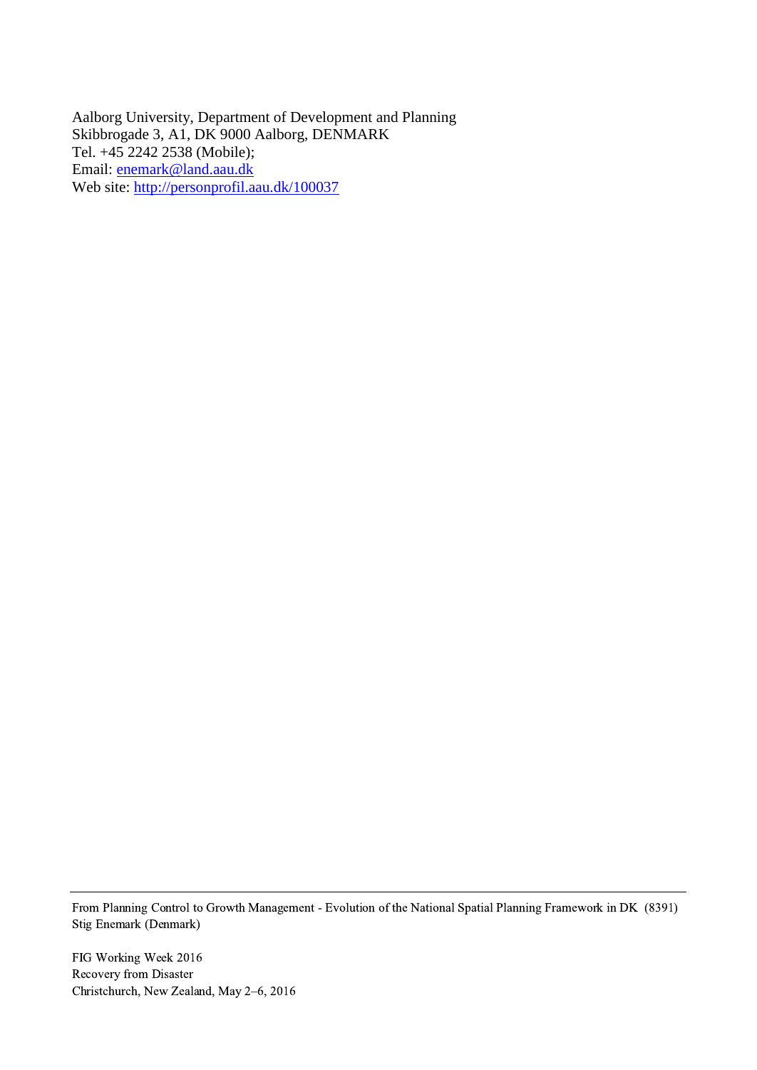Aalborg University, Department of Development and Planning
Skibbrogade 3, A1, DK 9000 Aalborg, DENMARK
Tel. +45 2242 2538 (Mobile);
Email: enemark@land.aau.dk
Web site: http://personprofil.aau.dk/100037